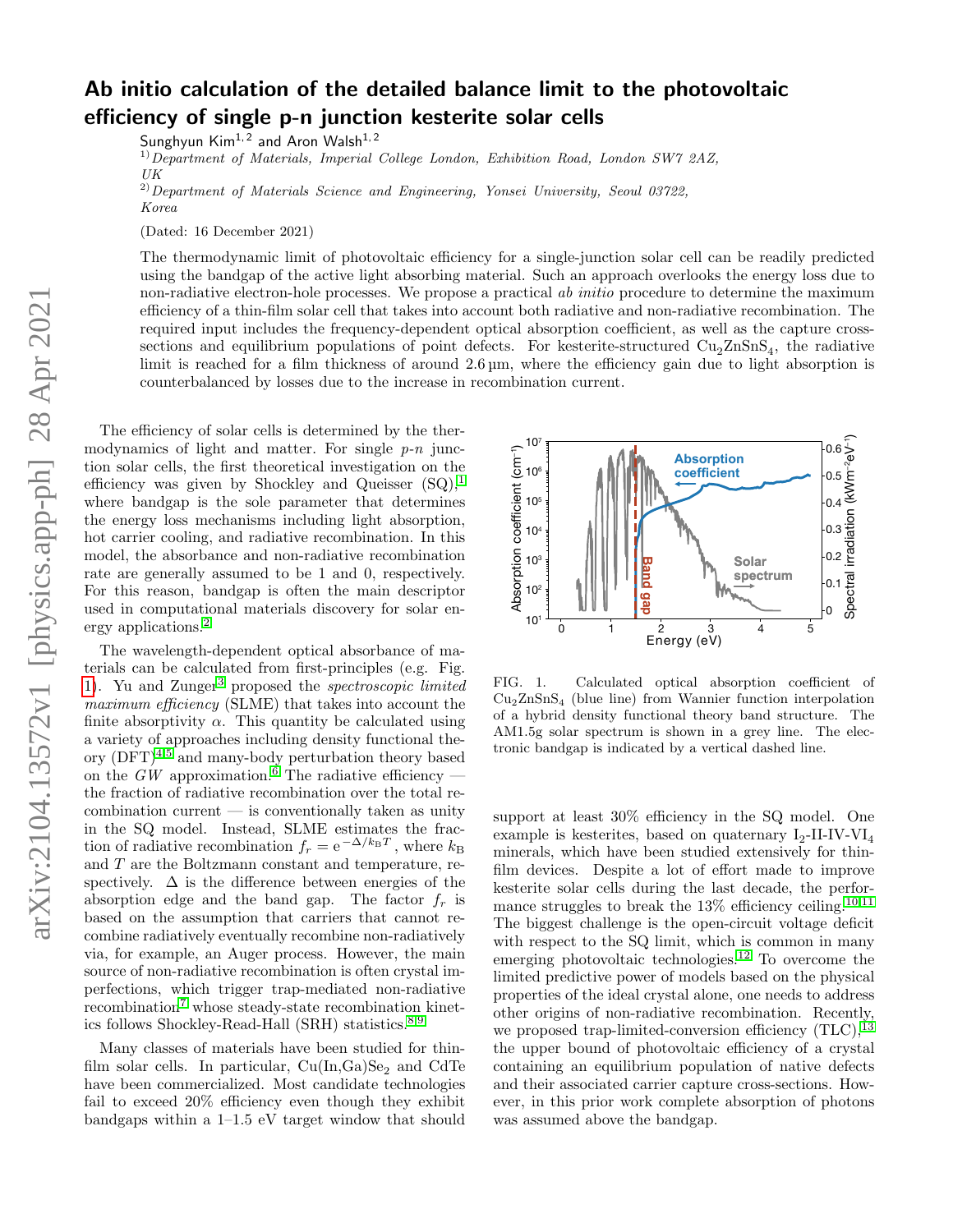# Ab initio calculation of the detailed balance limit to the photovoltaic efficiency of single p-n junction kesterite solar cells

Sunghyun Kim[1,2] and Aron Walsh[1,2]

[1] *Department of Materials, Imperial College London, Exhibition Road, London SW7 2AZ, UK*

[2] *Department of Materials Science and Engineering, Yonsei University, Seoul 03722, Korea*

(Dated: 16 December 2021)

The thermodynamic limit of photovoltaic efficiency for a single-junction solar cell can be readily predicted using the bandgap of the active light absorbing material. Such an approach overlooks the energy loss due to non-radiative electron-hole processes. We propose a practical *ab initio* procedure to determine the maximum efficiency of a thin-film solar cell that takes into account both radiative and non-radiative recombination. The required input includes the frequency-dependent optical absorption coefficient, as well as the capture cross-sections and equilibrium populations of point defects. For kesterite-structured $Cu_2ZnSnS_4$, the radiative limit is reached for a film thickness of around 2.6 µm, where the efficiency gain due to light absorption is counterbalanced by losses due to the increase in recombination current.

The efficiency of solar cells is determined by the thermodynamics of light and matter. For single *p-n* junction solar cells, the first theoretical investigation on the efficiency was given by Shockley and Queisser (SQ),[1] where bandgap is the sole parameter that determines the energy loss mechanisms including light absorption, hot carrier cooling, and radiative recombination. In this model, the absorbance and non-radiative recombination rate are generally assumed to be 1 and 0, respectively. For this reason, bandgap is often the main descriptor used in computational materials discovery for solar energy applications.[2]

The wavelength-dependent optical absorbance of materials can be calculated from first-principles (e.g. Fig. 1). Yu and Zunger[3] proposed the *spectroscopic limited maximum efficiency* (SLME) that takes into account the finite absorptivity $\alpha$. This quantity be calculated using a variety of approaches including density functional theory (DFT)[4,5] and many-body perturbation theory based on the $GW$ approximation.[6] The radiative efficiency — the fraction of radiative recombination over the total recombination current — is conventionally taken as unity in the SQ model. Instead, SLME estimates the fraction of radiative recombination $f_r = e^{-\Delta/k_B T}$, where $k_B$ and $T$ are the Boltzmann constant and temperature, respectively. $\Delta$ is the difference between energies of the absorption edge and the band gap. The factor $f_r$ is based on the assumption that carriers that cannot recombine radiatively eventually recombine non-radiatively via, for example, an Auger process. However, the main source of non-radiative recombination is often crystal imperfections, which trigger trap-mediated non-radiative recombination[7] whose steady-state recombination kinetics follows Shockley-Read-Hall (SRH) statistics.[8,9]

Many classes of materials have been studied for thin-film solar cells. In particular, $Cu(In,Ga)Se_2$ and CdTe have been commercialized. Most candidate technologies fail to exceed 20% efficiency even though they exhibit bandgaps within a 1–1.5 eV target window that should support at least 30% efficiency in the SQ model. One example is kesterites, based on quaternary $I_2$-II-IV-$VI_4$ minerals, which have been studied extensively for thin-film devices. Despite a lot of effort made to improve kesterite solar cells during the last decade, the performance struggles to break the 13% efficiency ceiling.[10,11] The biggest challenge is the open-circuit voltage deficit with respect to the SQ limit, which is common in many emerging photovoltaic technologies.[12] To overcome the limited predictive power of models based on the physical properties of the ideal crystal alone, one needs to address other origins of non-radiative recombination. Recently, we proposed trap-limited-conversion efficiency (TLC),[13] the upper bound of photovoltaic efficiency of a crystal containing an equilibrium population of native defects and their associated carrier capture cross-sections. However, in this prior work complete absorption of photons was assumed above the bandgap.

FIG. 1. Calculated optical absorption coefficient of $Cu_2ZnSnS_4$ (blue line) from Wannier function interpolation of a hybrid density functional theory band structure. The AM1.5g solar spectrum is shown in a grey line. The electronic bandgap is indicated by a vertical dashed line.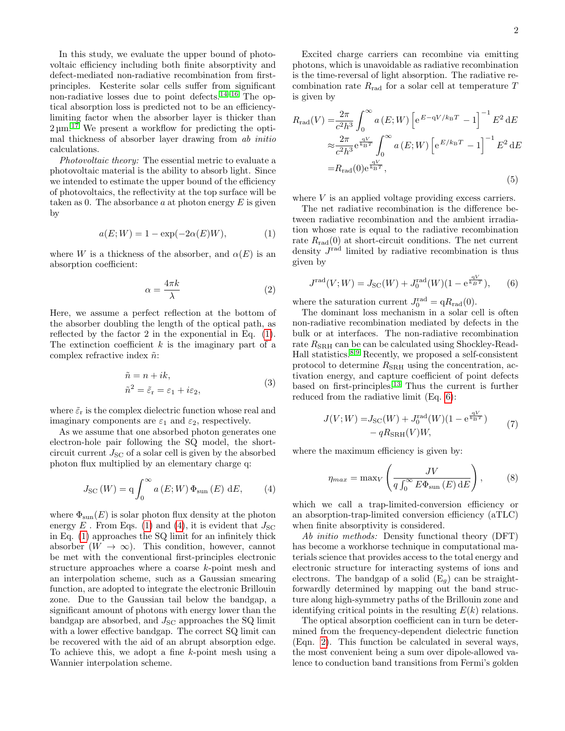In this study, we evaluate the upper bound of photovoltaic efficiency including both finite absorptivity and defect-mediated non-radiative recombination from first-principles. Kesterite solar cells suffer from significant non-radiative losses due to point defects.[14–16] The optical absorption loss is predicted not to be an efficiency-limiting factor when the absorber layer is thicker than 2 µm.[17] We present a workflow for predicting the optimal thickness of absorber layer drawing from *ab initio* calculations.

*Photovoltaic theory:* The essential metric to evaluate a photovoltaic material is the ability to absorb light. Since we intended to estimate the upper bound of the efficiency of photovoltaics, the reflectivity at the top surface will be taken as 0. The absorbance $a$ at photon energy $E$ is given by

$$a(E;W) = 1 - \exp(-2\alpha(E)W), \tag{1}$$

where $W$ is a thickness of the absorber, and $\alpha(E)$ is an absorption coefficient:

$$\alpha = \frac{4\pi k}{\lambda} \tag{2}$$

Here, we assume a perfect reflection at the bottom of the absorber doubling the length of the optical path, as reflected by the factor 2 in the exponential in Eq. (1). The extinction coefficient $k$ is the imaginary part of a complex refractive index $\tilde{n}$:

$$\begin{aligned} \tilde{n} &= n + ik, \\ \tilde{n}^2 &= \tilde{\varepsilon}_{\mathrm{r}} = \varepsilon_1 + i\varepsilon_2, \end{aligned} \tag{3}$$

where $\tilde{\varepsilon}_{\mathrm{r}}$ is the complex dielectric function whose real and imaginary components are $\varepsilon_1$ and $\varepsilon_2$, respectively.

As we assume that one absorbed photon generates one electron-hole pair following the SQ model, the short-circuit current $J_{\mathrm{SC}}$ of a solar cell is given by the absorbed photon flux multiplied by an elementary charge q:

$$J_{\mathrm{SC}}(W) = \mathrm{q}\int_0^\infty a(E;W)\,\Phi_{\mathrm{sun}}(E)\,\mathrm{d}E, \tag{4}$$

where $\Phi_{\mathrm{sun}}(E)$ is solar photon flux density at the photon energy $E$ . From Eqs. (1) and (4), it is evident that $J_{\mathrm{SC}}$ in Eq. (1) approaches the SQ limit for an infinitely thick absorber ($W \to \infty$). This condition, however, cannot be met with the conventional first-principles electronic structure approaches where a coarse $k$-point mesh and an interpolation scheme, such as a Gaussian smearing function, are adopted to integrate the electronic Brillouin zone. Due to the Gaussian tail below the bandgap, a significant amount of photons with energy lower than the bandgap are absorbed, and $J_{\mathrm{SC}}$ approaches the SQ limit with a lower effective bandgap. The correct SQ limit can be recovered with the aid of an abrupt absorption edge. To achieve this, we adopt a fine $k$-point mesh using a Wannier interpolation scheme.

Excited charge carriers can recombine via emitting photons, which is unavoidable as radiative recombination is the time-reversal of light absorption. The radiative recombination rate $R_{\mathrm{rad}}$ for a solar cell at temperature $T$ is given by

$$\begin{aligned} R_{\mathrm{rad}}(V) =& \frac{2\pi}{c^2h^3}\int_0^\infty a(E;W)\left[\mathrm{e}^{E-\mathrm{q}V/k_{\mathrm{B}}T} - 1\right]^{-1} E^2\,\mathrm{d}E \\ \approx& \frac{2\pi}{c^2h^3}\mathrm{e}^{\frac{\mathrm{q}V}{k_{\mathrm{B}}T}}\int_0^\infty a(E;W)\left[\mathrm{e}^{E/k_{\mathrm{B}}T} - 1\right]^{-1} E^2\,\mathrm{d}E \\ =& R_{\mathrm{rad}}(0)\mathrm{e}^{\frac{\mathrm{q}V}{k_{\mathrm{B}}T}}, \end{aligned} \tag{5}$$

where $V$ is an applied voltage providing excess carriers.

The net radiative recombination is the difference between radiative recombination and the ambient irradiation whose rate is equal to the radiative recombination rate $R_{\mathrm{rad}}(0)$ at short-circuit conditions. The net current density $J^{\mathrm{rad}}$ limited by radiative recombination is thus given by

$$J^{\mathrm{rad}}(V;W) = J_{\mathrm{SC}}(W) + J_0^{\mathrm{rad}}(W)(1 - \mathrm{e}^{\frac{\mathrm{q}V}{k_{\mathrm{B}}T}}), \tag{6}$$

where the saturation current $J_0^{\mathrm{rad}} = \mathrm{q}R_{\mathrm{rad}}(0)$.

The dominant loss mechanism in a solar cell is often non-radiative recombination mediated by defects in the bulk or at interfaces. The non-radiative recombination rate $R_{\mathrm{SRH}}$ can be can be calculated using Shockley-Read-Hall statistics.[8,9] Recently, we proposed a self-consistent protocol to determine $R_{\mathrm{SRH}}$ using the concentration, activation energy, and capture coefficient of point defects based on first-principles.[13] Thus the current is further reduced from the radiative limit (Eq. 6):

$$\begin{aligned} J(V;W) =& J_{\mathrm{SC}}(W) + J_0^{\mathrm{rad}}(W)(1 - \mathrm{e}^{\frac{\mathrm{q}V}{k_{\mathrm{B}}T}}) \\ &- qR_{\mathrm{SRH}}(V)W, \end{aligned} \tag{7}$$

where the maximum efficiency is given by:

$$\eta_{max} = \max_V\left(\frac{JV}{q\int_0^\infty E\Phi_{\mathrm{sun}}(E)\,\mathrm{d}E}\right), \tag{8}$$

which we call a trap-limited-conversion efficiency or an absorption-trap-limited conversion efficiency (aTLC) when finite absorptivity is considered.

*Ab initio methods:* Density functional theory (DFT) has become a workhorse technique in computational materials science that provides access to the total energy and electronic structure for interacting systems of ions and electrons. The bandgap of a solid ($\mathrm{E}_g$) can be straightforwardly determined by mapping out the band structure along high-symmetry paths of the Brillouin zone and identifying critical points in the resulting $E(k)$ relations.

The optical absorption coefficient can in turn be determined from the frequency-dependent dielectric function (Eqn. 2). This function be calculated in several ways, the most convenient being a sum over dipole-allowed valence to conduction band transitions from Fermi's golden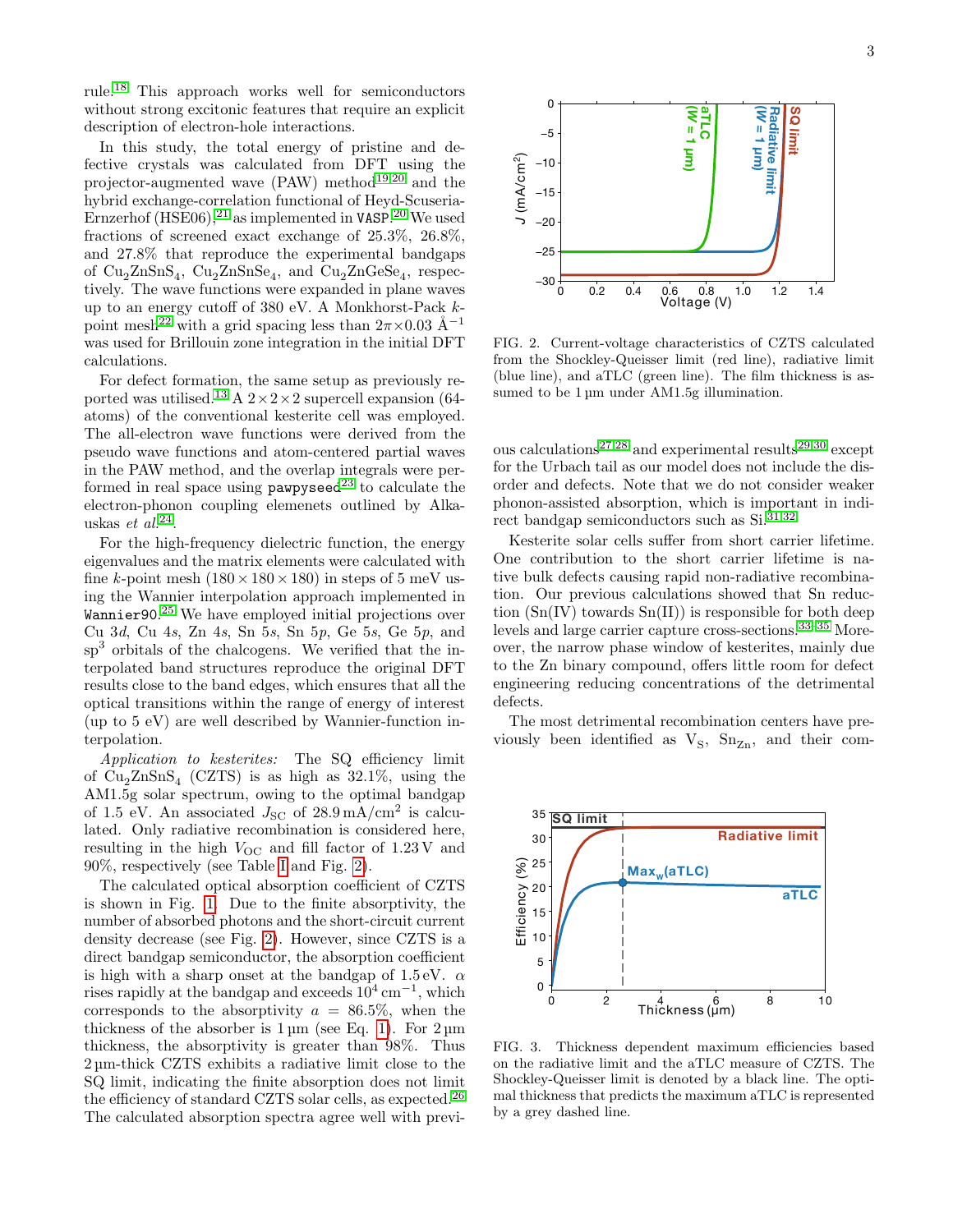rule.[18] This approach works well for semiconductors without strong excitonic features that require an explicit description of electron-hole interactions.

In this study, the total energy of pristine and defective crystals was calculated from DFT using the projector-augmented wave (PAW) method[19,20] and the hybrid exchange-correlation functional of Heyd-Scuseria-Ernzerhof (HSE06),[21] as implemented in VASP.[20] We used fractions of screened exact exchange of 25.3%, 26.8%, and 27.8% that reproduce the experimental bandgaps of $Cu_2ZnSnS_4$, $Cu_2ZnSnSe_4$, and $Cu_2ZnGeSe_4$, respectively. The wave functions were expanded in plane waves up to an energy cutoff of 380 eV. A Monkhorst-Pack $k$-point mesh[22] with a grid spacing less than $2\pi\times0.03$ Å$^{-1}$ was used for Brillouin zone integration in the initial DFT calculations.

For defect formation, the same setup as previously reported was utilised.[13] A $2\times2\times2$ supercell expansion (64-atoms) of the conventional kesterite cell was employed. The all-electron wave functions were derived from the pseudo wave functions and atom-centered partial waves in the PAW method, and the overlap integrals were performed in real space using pawpyseed[23] to calculate the electron-phonon coupling elemenets outlined by Alkauskas *et al.*[24].

For the high-frequency dielectric function, the energy eigenvalues and the matrix elements were calculated with fine $k$-point mesh ($180\times180\times180$) in steps of 5 meV using the Wannier interpolation approach implemented in Wannier90.[25] We have employed initial projections over Cu 3$d$, Cu 4$s$, Zn 4$s$, Sn 5$s$, Sn 5$p$, Ge 5$s$, Ge 5$p$, and sp$^3$ orbitals of the chalcogens. We verified that the interpolated band structures reproduce the original DFT results close to the band edges, which ensures that all the optical transitions within the range of energy of interest (up to 5 eV) are well described by Wannier-function interpolation.

*Application to kesterites:* The SQ efficiency limit of $Cu_2ZnSnS_4$ (CZTS) is as high as 32.1%, using the AM1.5g solar spectrum, owing to the optimal bandgap of 1.5 eV. An associated $J_{SC}$ of 28.9 mA/cm$^2$ is calculated. Only radiative recombination is considered here, resulting in the high $V_{OC}$ and fill factor of 1.23 V and 90%, respectively (see Table I and Fig. 2).

The calculated optical absorption coefficient of CZTS is shown in Fig. 1. Due to the finite absorptivity, the number of absorbed photons and the short-circuit current density decrease (see Fig. 2). However, since CZTS is a direct bandgap semiconductor, the absorption coefficient is high with a sharp onset at the bandgap of 1.5 eV. $\alpha$ rises rapidly at the bandgap and exceeds $10^4$ cm$^{-1}$, which corresponds to the absorptivity $a$ = 86.5%, when the thickness of the absorber is 1 µm (see Eq. 1). For 2 µm thickness, the absorptivity is greater than 98%. Thus 2 µm-thick CZTS exhibits a radiative limit close to the SQ limit, indicating the finite absorption does not limit the efficiency of standard CZTS solar cells, as expected.[26] The calculated absorption spectra agree well with previous calculations[27,28] and experimental results[29,30] except for the Urbach tail as our model does not include the disorder and defects. Note that we do not consider weaker phonon-assisted absorption, which is important in indirect bandgap semiconductors such as Si.[31,32]

FIG. 2. Current-voltage characteristics of CZTS calculated from the Shockley-Queisser limit (red line), radiative limit (blue line), and aTLC (green line). The film thickness is assumed to be 1 µm under AM1.5g illumination.

Kesterite solar cells suffer from short carrier lifetime. One contribution to the short carrier lifetime is native bulk defects causing rapid non-radiative recombination. Our previous calculations showed that Sn reduction (Sn(IV) towards Sn(II)) is responsible for both deep levels and large carrier capture cross-sections.[33–35] Moreover, the narrow phase window of kesterites, mainly due to the Zn binary compound, offers little room for defect engineering reducing concentrations of the detrimental defects.

The most detrimental recombination centers have previously been identified as $V_S$, $Sn_{Zn}$, and their com-

FIG. 3. Thickness dependent maximum efficiencies based on the radiative limit and the aTLC measure of CZTS. The Shockley-Queisser limit is denoted by a black line. The optimal thickness that predicts the maximum aTLC is represented by a grey dashed line.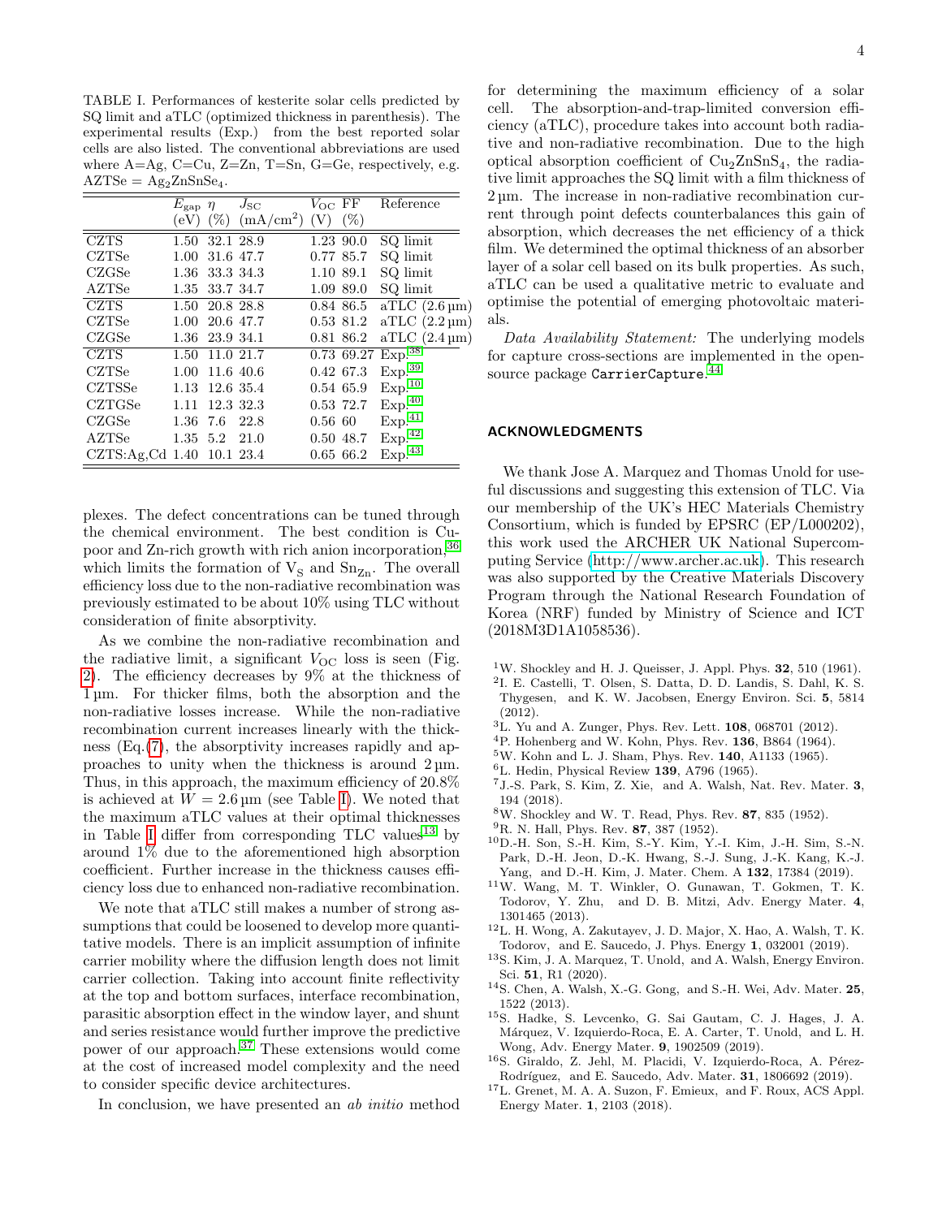TABLE I. Performances of kesterite solar cells predicted by SQ limit and aTLC (optimized thickness in parenthesis). The experimental results (Exp.) from the best reported solar cells are also listed. The conventional abbreviations are used where A=Ag, C=Cu, Z=Zn, T=Sn, G=Ge, respectively, e.g. AZTSe = $Ag_2ZnSnSe_4$.

| | $E_{gap}$ (eV) | $\eta$ (%) | $J_{SC}$ ($mA/cm^2$) | $V_{OC}$ (V) | FF (%) | Reference |
|---|---|---|---|---|---|---|
| CZTS | 1.50 | 32.1 | 28.9 | 1.23 | 90.0 | SQ limit |
| CZTSe | 1.00 | 31.6 | 47.7 | 0.77 | 85.7 | SQ limit |
| CZGSe | 1.36 | 33.3 | 34.3 | 1.10 | 89.1 | SQ limit |
| AZTSe | 1.35 | 33.7 | 34.7 | 1.09 | 89.0 | SQ limit |
| CZTS | 1.50 | 20.8 | 28.8 | 0.84 | 86.5 | aTLC (2.6 µm) |
| CZTSe | 1.00 | 20.6 | 47.7 | 0.53 | 81.2 | aTLC (2.2 µm) |
| CZGSe | 1.36 | 23.9 | 34.1 | 0.81 | 86.2 | aTLC (2.4 µm) |
| CZTS | 1.50 | 11.0 | 21.7 | 0.73 | 69.27 | Exp.[38] |
| CZTSe | 1.00 | 11.6 | 40.6 | 0.42 | 67.3 | Exp.[39] |
| CZTSSe | 1.13 | 12.6 | 35.4 | 0.54 | 65.9 | Exp.[10] |
| CZTGSe | 1.11 | 12.3 | 32.3 | 0.53 | 72.7 | Exp.[40] |
| CZGSe | 1.36 | 7.6 | 22.8 | 0.56 | 60 | Exp.[41] |
| AZTSe | 1.35 | 5.2 | 21.0 | 0.50 | 48.7 | Exp.[42] |
| CZTS:Ag,Cd | 1.40 | 10.1 | 23.4 | 0.65 | 66.2 | Exp.[43] |

plexes. The defect concentrations can be tuned through the chemical environment. The best condition is Cu-poor and Zn-rich growth with rich anion incorporation,[36] which limits the formation of $V_S$ and $Sn_{Zn}$. The overall efficiency loss due to the non-radiative recombination was previously estimated to be about 10% using TLC without consideration of finite absorptivity.

As we combine the non-radiative recombination and the radiative limit, a significant $V_{OC}$ loss is seen (Fig. 2). The efficiency decreases by 9% at the thickness of 1 µm. For thicker films, both the absorption and the non-radiative losses increase. While the non-radiative recombination current increases linearly with the thickness (Eq.(7), the absorptivity increases rapidly and approaches to unity when the thickness is around 2 µm. Thus, in this approach, the maximum efficiency of 20.8% is achieved at $W = 2.6$ µm (see Table I). We noted that the maximum aTLC values at their optimal thicknesses in Table I differ from corresponding TLC values[13] by around 1% due to the aforementioned high absorption coefficient. Further increase in the thickness causes efficiency loss due to enhanced non-radiative recombination.

We note that aTLC still makes a number of strong assumptions that could be loosened to develop more quantitative models. There is an implicit assumption of infinite carrier mobility where the diffusion length does not limit carrier collection. Taking into account finite reflectivity at the top and bottom surfaces, interface recombination, parasitic absorption effect in the window layer, and shunt and series resistance would further improve the predictive power of our approach.[37] These extensions would come at the cost of increased model complexity and the need to consider specific device architectures.

In conclusion, we have presented an *ab initio* method for determining the maximum efficiency of a solar cell. The absorption-and-trap-limited conversion efficiency (aTLC), procedure takes into account both radiative and non-radiative recombination. Due to the high optical absorption coefficient of $Cu_2ZnSnS_4$, the radiative limit approaches the SQ limit with a film thickness of 2 µm. The increase in non-radiative recombination current through point defects counterbalances this gain of absorption, which decreases the net efficiency of a thick film. We determined the optimal thickness of an absorber layer of a solar cell based on its bulk properties. As such, aTLC can be used a qualitative metric to evaluate and optimise the potential of emerging photovoltaic materials.

*Data Availability Statement:* The underlying models for capture cross-sections are implemented in the open-source package `CarrierCapture`.[44]

## ACKNOWLEDGMENTS

We thank Jose A. Marquez and Thomas Unold for useful discussions and suggesting this extension of TLC. Via our membership of the UK's HEC Materials Chemistry Consortium, which is funded by EPSRC (EP/L000202), this work used the ARCHER UK National Supercomputing Service (http://www.archer.ac.uk). This research was also supported by the Creative Materials Discovery Program through the National Research Foundation of Korea (NRF) funded by Ministry of Science and ICT (2018M3D1A1058536).

[1] W. Shockley and H. J. Queisser, J. Appl. Phys. **32**, 510 (1961).
[2] I. E. Castelli, T. Olsen, S. Datta, D. D. Landis, S. Dahl, K. S. Thygesen, and K. W. Jacobsen, Energy Environ. Sci. **5**, 5814 (2012).
[3] L. Yu and A. Zunger, Phys. Rev. Lett. **108**, 068701 (2012).
[4] P. Hohenberg and W. Kohn, Phys. Rev. **136**, B864 (1964).
[5] W. Kohn and L. J. Sham, Phys. Rev. **140**, A1133 (1965).
[6] L. Hedin, Physical Review **139**, A796 (1965).
[7] J.-S. Park, S. Kim, Z. Xie, and A. Walsh, Nat. Rev. Mater. **3**, 194 (2018).
[8] W. Shockley and W. T. Read, Phys. Rev. **87**, 835 (1952).
[9] R. N. Hall, Phys. Rev. **87**, 387 (1952).
[10] D.-H. Son, S.-H. Kim, S.-Y. Kim, Y.-I. Kim, J.-H. Sim, S.-N. Park, D.-H. Jeon, D.-K. Hwang, S.-J. Sung, J.-K. Kang, K.-J. Yang, and D.-H. Kim, J. Mater. Chem. A **132**, 17384 (2019).
[11] W. Wang, M. T. Winkler, O. Gunawan, T. Gokmen, T. K. Todorov, Y. Zhu, and D. B. Mitzi, Adv. Energy Mater. **4**, 1301465 (2013).
[12] L. H. Wong, A. Zakutayev, J. D. Major, X. Hao, A. Walsh, T. K. Todorov, and E. Saucedo, J. Phys. Energy **1**, 032001 (2019).
[13] S. Kim, J. A. Marquez, T. Unold, and A. Walsh, Energy Environ. Sci. **51**, R1 (2020).
[14] S. Chen, A. Walsh, X.-G. Gong, and S.-H. Wei, Adv. Mater. **25**, 1522 (2013).
[15] S. Hadke, S. Levcenko, G. Sai Gautam, C. J. Hages, J. A. Márquez, V. Izquierdo-Roca, E. A. Carter, T. Unold, and L. H. Wong, Adv. Energy Mater. **9**, 1902509 (2019).
[16] S. Giraldo, Z. Jehl, M. Placidi, V. Izquierdo-Roca, A. Pérez-Rodríguez, and E. Saucedo, Adv. Mater. **31**, 1806692 (2019).
[17] L. Grenet, M. A. A. Suzon, F. Emieux, and F. Roux, ACS Appl. Energy Mater. **1**, 2103 (2018).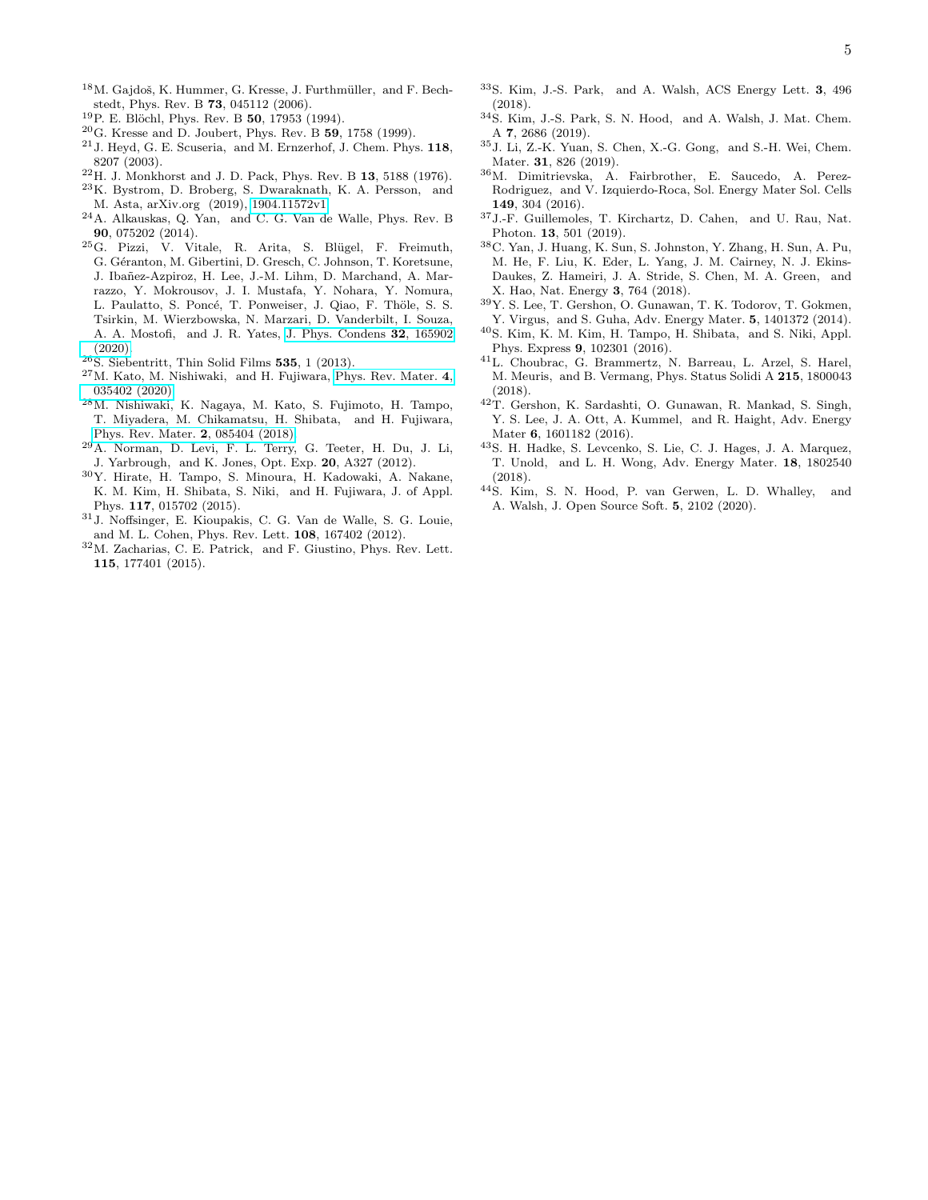[18] M. Gajdoš, K. Hummer, G. Kresse, J. Furthmüller, and F. Bechstedt, Phys. Rev. B **73**, 045112 (2006).

[19] P. E. Blöchl, Phys. Rev. B **50**, 17953 (1994).

[20] G. Kresse and D. Joubert, Phys. Rev. B **59**, 1758 (1999).

[21] J. Heyd, G. E. Scuseria, and M. Ernzerhof, J. Chem. Phys. **118**, 8207 (2003).

[22] H. J. Monkhorst and J. D. Pack, Phys. Rev. B **13**, 5188 (1976).

[23] K. Bystrom, D. Broberg, S. Dwaraknath, K. A. Persson, and M. Asta, arXiv.org (2019), 1904.11572v1.

[24] A. Alkauskas, Q. Yan, and C. G. Van de Walle, Phys. Rev. B **90**, 075202 (2014).

[25] G. Pizzi, V. Vitale, R. Arita, S. Blügel, F. Freimuth, G. Géranton, M. Gibertini, D. Gresch, C. Johnson, T. Koretsune, J. Ibañez-Azpiroz, H. Lee, J.-M. Lihm, D. Marchand, A. Marrazzo, Y. Mokrousov, J. I. Mustafa, Y. Nohara, Y. Nomura, L. Paulatto, S. Poncé, T. Ponweiser, J. Qiao, F. Thöle, S. S. Tsirkin, M. Wierzbowska, N. Marzari, D. Vanderbilt, I. Souza, A. A. Mostofi, and J. R. Yates, J. Phys. Condens **32**, 165902 (2020).

[26] S. Siebentritt, Thin Solid Films **535**, 1 (2013).

[27] M. Kato, M. Nishiwaki, and H. Fujiwara, Phys. Rev. Mater. **4**, 035402 (2020).

[28] M. Nishiwaki, K. Nagaya, M. Kato, S. Fujimoto, H. Tampo, T. Miyadera, M. Chikamatsu, H. Shibata, and H. Fujiwara, Phys. Rev. Mater. **2**, 085404 (2018).

[29] A. Norman, D. Levi, F. L. Terry, G. Teeter, H. Du, J. Li, J. Yarbrough, and K. Jones, Opt. Exp. **20**, A327 (2012).

[30] Y. Hirate, H. Tampo, S. Minoura, H. Kadowaki, A. Nakane, K. M. Kim, H. Shibata, S. Niki, and H. Fujiwara, J. of Appl. Phys. **117**, 015702 (2015).

[31] J. Noffsinger, E. Kioupakis, C. G. Van de Walle, S. G. Louie, and M. L. Cohen, Phys. Rev. Lett. **108**, 167402 (2012).

[32] M. Zacharias, C. E. Patrick, and F. Giustino, Phys. Rev. Lett. **115**, 177401 (2015).

[33] S. Kim, J.-S. Park, and A. Walsh, ACS Energy Lett. **3**, 496 (2018).

[34] S. Kim, J.-S. Park, S. N. Hood, and A. Walsh, J. Mat. Chem. A **7**, 2686 (2019).

[35] J. Li, Z.-K. Yuan, S. Chen, X.-G. Gong, and S.-H. Wei, Chem. Mater. **31**, 826 (2019).

[36] M. Dimitrievska, A. Fairbrother, E. Saucedo, A. Perez-Rodriguez, and V. Izquierdo-Roca, Sol. Energy Mater Sol. Cells **149**, 304 (2016).

[37] J.-F. Guillemoles, T. Kirchartz, D. Cahen, and U. Rau, Nat. Photon. **13**, 501 (2019).

[38] C. Yan, J. Huang, K. Sun, S. Johnston, Y. Zhang, H. Sun, A. Pu, M. He, F. Liu, K. Eder, L. Yang, J. M. Cairney, N. J. Ekins-Daukes, Z. Hameiri, J. A. Stride, S. Chen, M. A. Green, and X. Hao, Nat. Energy **3**, 764 (2018).

[39] Y. S. Lee, T. Gershon, O. Gunawan, T. K. Todorov, T. Gokmen, Y. Virgus, and S. Guha, Adv. Energy Mater. **5**, 1401372 (2014).

[40] S. Kim, K. M. Kim, H. Tampo, H. Shibata, and S. Niki, Appl. Phys. Express **9**, 102301 (2016).

[41] L. Choubrac, G. Brammertz, N. Barreau, L. Arzel, S. Harel, M. Meuris, and B. Vermang, Phys. Status Solidi A **215**, 1800043 (2018).

[42] T. Gershon, K. Sardashti, O. Gunawan, R. Mankad, S. Singh, Y. S. Lee, J. A. Ott, A. Kummel, and R. Haight, Adv. Energy Mater **6**, 1601182 (2016).

[43] S. H. Hadke, S. Levcenko, S. Lie, C. J. Hages, J. A. Marquez, T. Unold, and L. H. Wong, Adv. Energy Mater. **18**, 1802540 (2018).

[44] S. Kim, S. N. Hood, P. van Gerwen, L. D. Whalley, and A. Walsh, J. Open Source Soft. **5**, 2102 (2020).